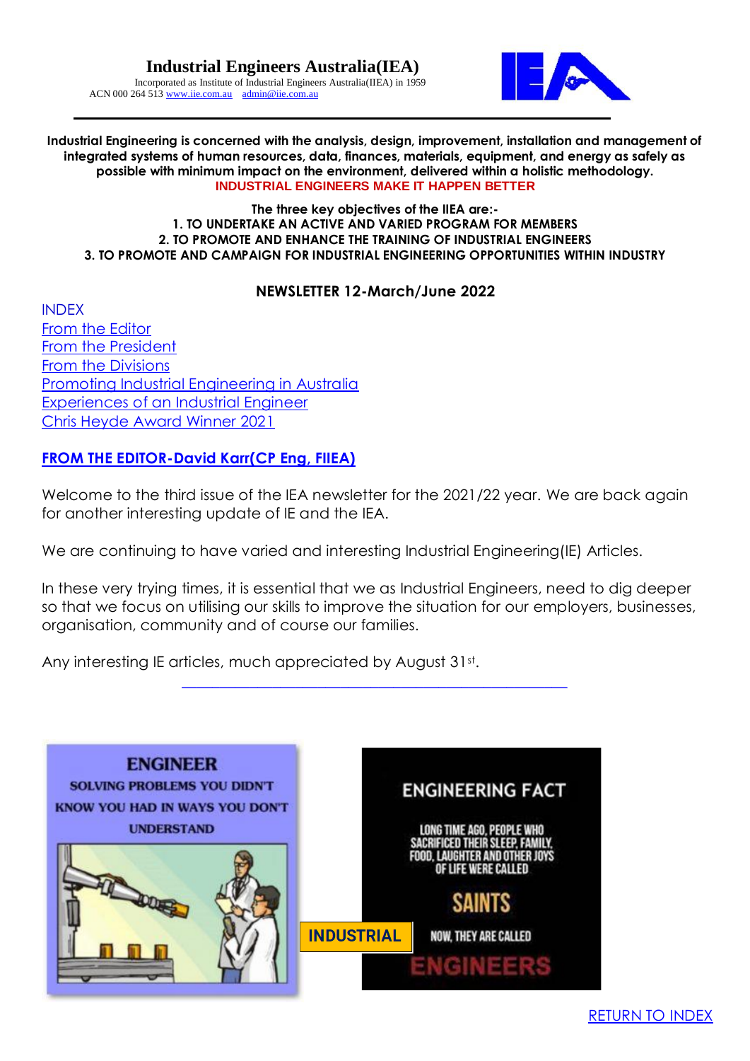# Industrial Engineers Australia(IEA)

Incorporated as Institute of Industrial Engineers Australia(IIEA) in 1959
ACN 000 264 513 www.iie.com.au admin@iie.com.au

---

**Industrial Engineering is concerned with the analysis, design, improvement, installation and management of integrated systems of human resources, data, finances, materials, equipment, and energy as safely as possible with minimum impact on the environment, delivered within a holistic methodology.**

**INDUSTRIAL ENGINEERS MAKE IT HAPPEN BETTER**

**The three key objectives of the IIEA are:-**

**1. TO UNDERTAKE AN ACTIVE AND VARIED PROGRAM FOR MEMBERS**
**2. TO PROMOTE AND ENHANCE THE TRAINING OF INDUSTRIAL ENGINEERS**
**3. TO PROMOTE AND CAMPAIGN FOR INDUSTRIAL ENGINEERING OPPORTUNITIES WITHIN INDUSTRY**

## NEWSLETTER 12-March/June 2022

INDEX

- From the Editor
- From the President
- From the Divisions
- Promoting Industrial Engineering in Australia
- Experiences of an Industrial Engineer
- Chris Heyde Award Winner 2021

## FROM THE EDITOR-David Karr(CP Eng, FIIEA)

Welcome to the third issue of the IEA newsletter for the 2021/22 year. We are back again for another interesting update of IE and the IEA.

We are continuing to have varied and interesting Industrial Engineering(IE) Articles.

In these very trying times, it is essential that we as Industrial Engineers, need to dig deeper so that we focus on utilising our skills to improve the situation for our employers, businesses, organisation, community and of course our families.

Any interesting IE articles, much appreciated by August 31st.

---

ENGINEER
SOLVING PROBLEMS YOU DIDN'T KNOW YOU HAD IN WAYS YOU DON'T UNDERSTAND

ENGINEERING FACT
LONG TIME AGO, PEOPLE WHO SACRIFICED THEIR SLEEP, FAMILY, FOOD, LAUGHTER AND OTHER JOYS OF LIFE WERE CALLED
SAINTS
NOW, THEY ARE CALLED
INDUSTRIAL ENGINEERS

RETURN TO INDEX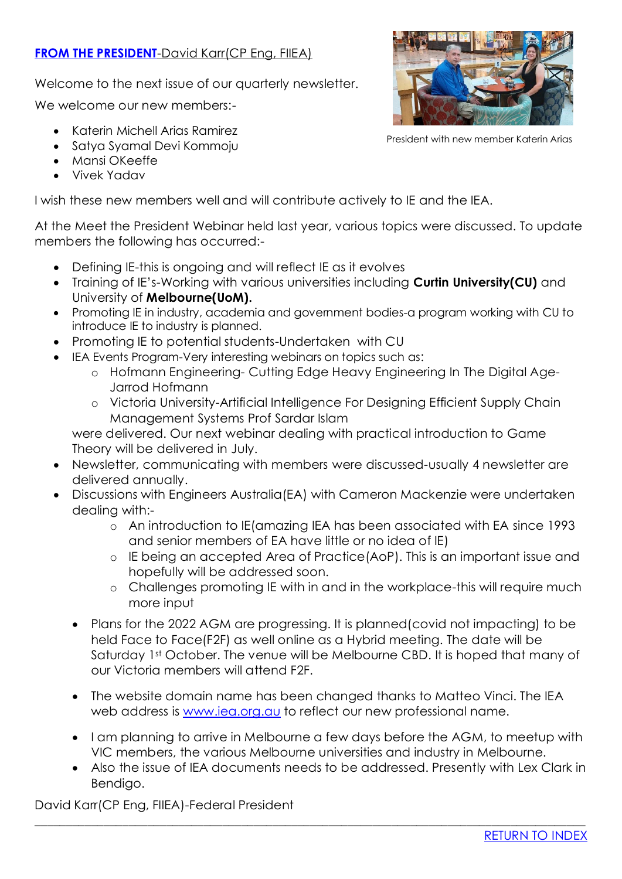**[FROM THE PRESIDENT](#)**-David Karr(CP Eng, FIIEA)

Welcome to the next issue of our quarterly newsletter.

We welcome our new members:-

- Katerin Michell Arias Ramirez
- Satya Syamal Devi Kommoju
- Mansi OKeeffe
- Vivek Yadav

President with new member Katerin Arias

I wish these new members well and will contribute actively to IE and the IEA.

At the Meet the President Webinar held last year, various topics were discussed. To update members the following has occurred:-

- Defining IE-this is ongoing and will reflect IE as it evolves
- Training of IE's-Working with various universities including **Curtin University(CU)** and University of **Melbourne(UoM).**
- Promoting IE in industry, academia and government bodies-a program working with CU to introduce IE to industry is planned.
- Promoting IE to potential students-Undertaken with CU
- IEA Events Program-Very interesting webinars on topics such as:
    - Hofmann Engineering- Cutting Edge Heavy Engineering In The Digital Age-Jarrod Hofmann
    - Victoria University-Artificial Intelligence For Designing Efficient Supply Chain Management Systems Prof Sardar Islam

  were delivered. Our next webinar dealing with practical introduction to Game Theory will be delivered in July.
- Newsletter, communicating with members were discussed-usually 4 newsletter are delivered annually.
- Discussions with Engineers Australia(EA) with Cameron Mackenzie were undertaken dealing with:-
    - An introduction to IE(amazing IEA has been associated with EA since 1993 and senior members of EA have little or no idea of IE)
    - IE being an accepted Area of Practice(AoP). This is an important issue and hopefully will be addressed soon.
    - Challenges promoting IE with in and in the workplace-this will require much more input
- Plans for the 2022 AGM are progressing. It is planned(covid not impacting) to be held Face to Face(F2F) as well online as a Hybrid meeting. The date will be Saturday 1st October. The venue will be Melbourne CBD. It is hoped that many of our Victoria members will attend F2F.
- The website domain name has been changed thanks to Matteo Vinci. The IEA web address is [www.iea.org.au](http://www.iea.org.au) to reflect our new professional name.
- I am planning to arrive in Melbourne a few days before the AGM, to meetup with VIC members, the various Melbourne universities and industry in Melbourne.
- Also the issue of IEA documents needs to be addressed. Presently with Lex Clark in Bendigo.

David Karr(CP Eng, FIIEA)-Federal President

---

[RETURN TO INDEX](#)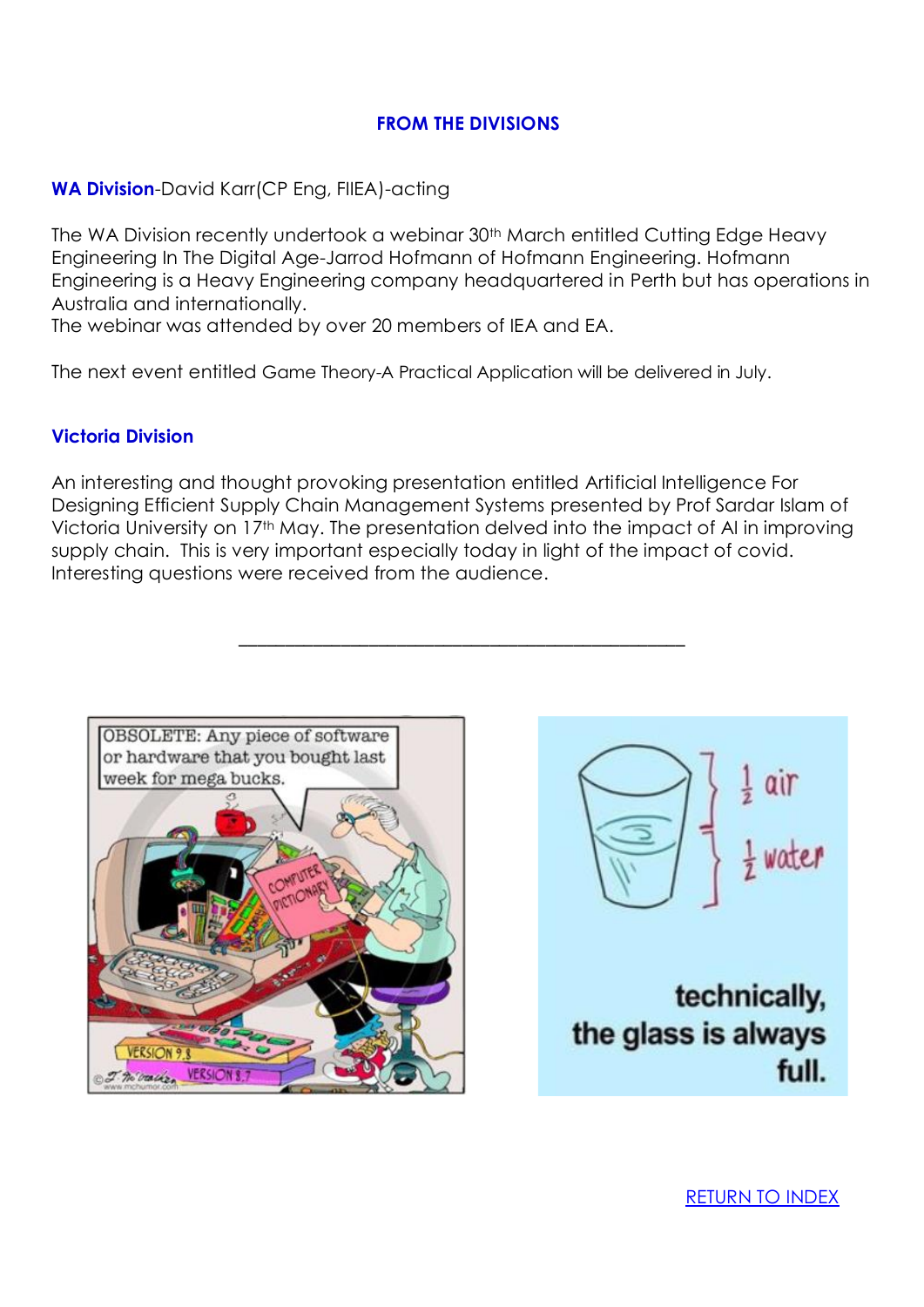## FROM THE DIVISIONS

**WA Division**-David Karr(CP Eng, FIIEA)-acting

The WA Division recently undertook a webinar 30th March entitled Cutting Edge Heavy Engineering In The Digital Age-Jarrod Hofmann of Hofmann Engineering. Hofmann Engineering is a Heavy Engineering company headquartered in Perth but has operations in Australia and internationally.
The webinar was attended by over 20 members of IEA and EA.

The next event entitled Game Theory-A Practical Application will be delivered in July.

**Victoria Division**

An interesting and thought provoking presentation entitled Artificial Intelligence For Designing Efficient Supply Chain Management Systems presented by Prof Sardar Islam of Victoria University on 17th May. The presentation delved into the impact of AI in improving supply chain. This is very important especially today in light of the impact of covid. Interesting questions were received from the audience.

---

RETURN TO INDEX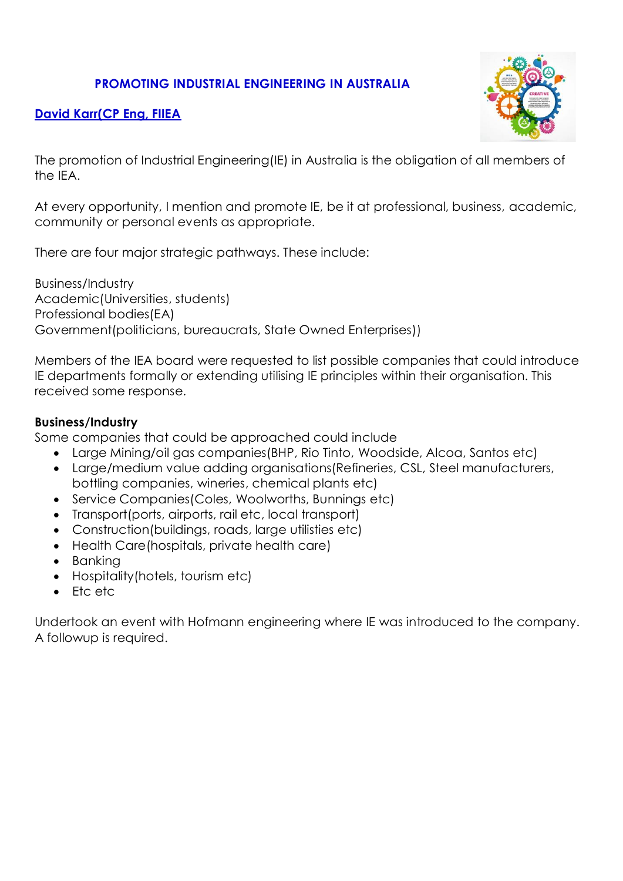## PROMOTING INDUSTRIAL ENGINEERING IN AUSTRALIA

**David Karr(CP Eng, FIIEA**

The promotion of Industrial Engineering(IE) in Australia is the obligation of all members of the IEA.

At every opportunity, I mention and promote IE, be it at professional, business, academic, community or personal events as appropriate.

There are four major strategic pathways. These include:

Business/Industry
Academic(Universities, students)
Professional bodies(EA)
Government(politicians, bureaucrats, State Owned Enterprises))

Members of the IEA board were requested to list possible companies that could introduce IE departments formally or extending utilising IE principles within their organisation. This received some response.

**Business/Industry**
Some companies that could be approached could include

- Large Mining/oil gas companies(BHP, Rio Tinto, Woodside, Alcoa, Santos etc)
- Large/medium value adding organisations(Refineries, CSL, Steel manufacturers, bottling companies, wineries, chemical plants etc)
- Service Companies(Coles, Woolworths, Bunnings etc)
- Transport(ports, airports, rail etc, local transport)
- Construction(buildings, roads, large utilisties etc)
- Health Care(hospitals, private health care)
- Banking
- Hospitality(hotels, tourism etc)
- Etc etc

Undertook an event with Hofmann engineering where IE was introduced to the company. A followup is required.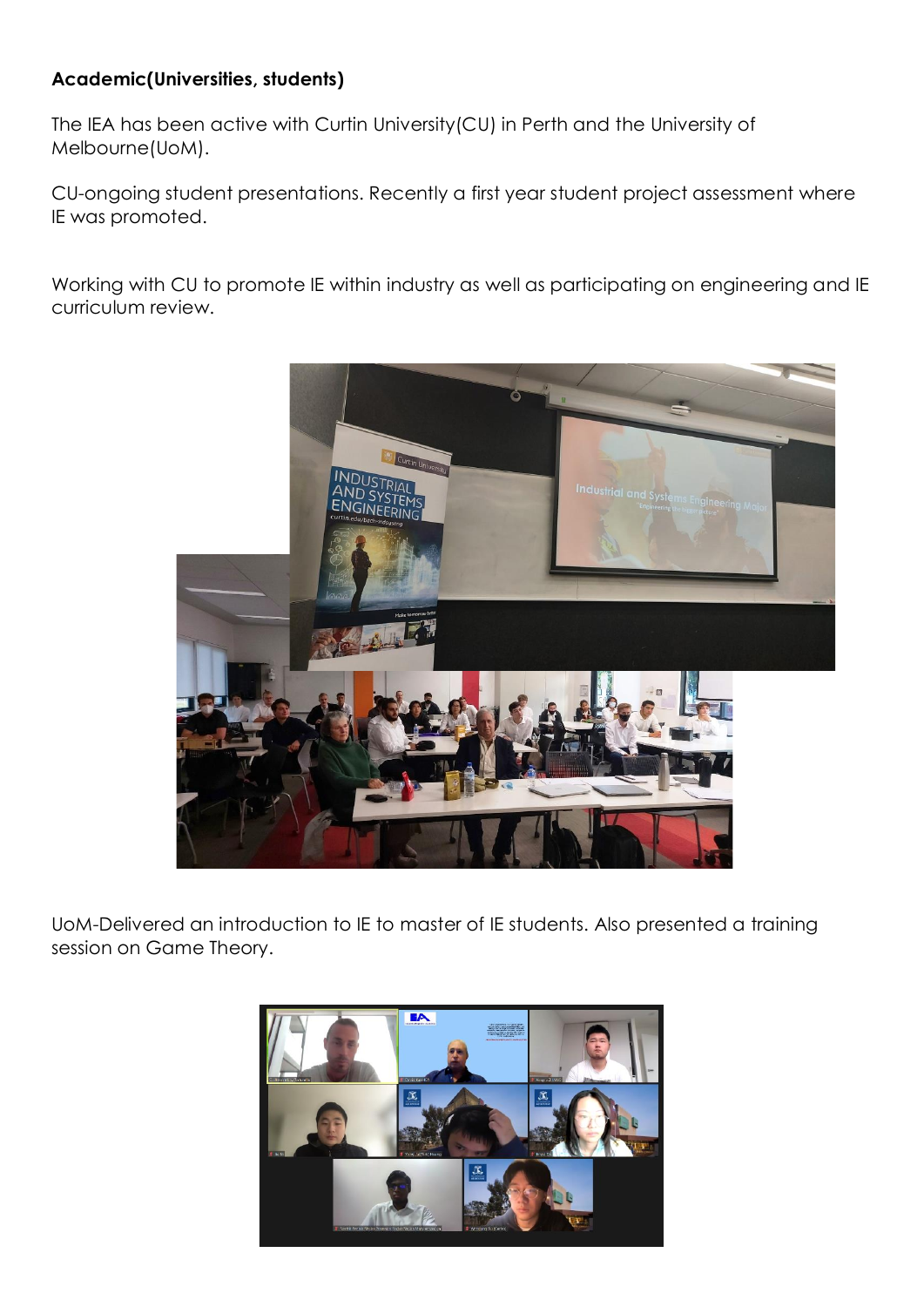**Academic(Universities, students)**

The IEA has been active with Curtin University(CU) in Perth and the University of Melbourne(UoM).

CU-ongoing student presentations. Recently a first year student project assessment where IE was promoted.

Working with CU to promote IE within industry as well as participating on engineering and IE curriculum review.

UoM-Delivered an introduction to IE to master of IE students. Also presented a training session on Game Theory.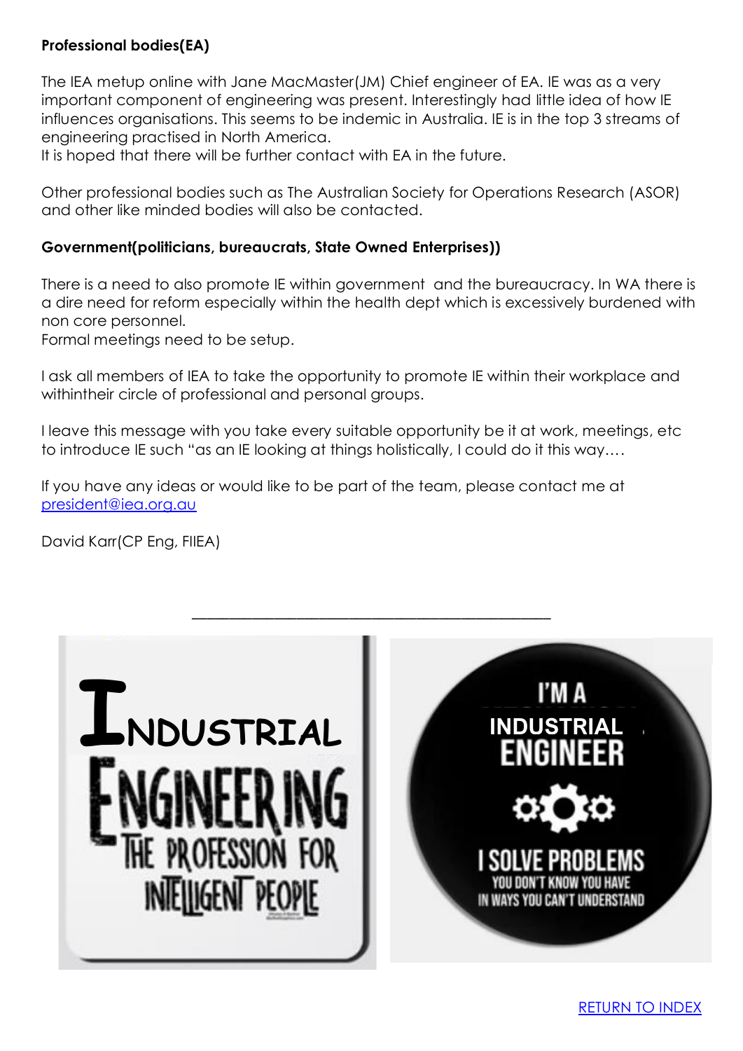**Professional bodies(EA)**

The IEA metup online with Jane MacMaster(JM) Chief engineer of EA. IE was as a very important component of engineering was present. Interestingly had little idea of how IE influences organisations. This seems to be indemic in Australia. IE is in the top 3 streams of engineering practised in North America.
It is hoped that there will be further contact with EA in the future.

Other professional bodies such as The Australian Society for Operations Research (ASOR) and other like minded bodies will also be contacted.

**Government(politicians, bureaucrats, State Owned Enterprises))**

There is a need to also promote IE within government and the bureaucracy. In WA there is a dire need for reform especially within the health dept which is excessively burdened with non core personnel.
Formal meetings need to be setup.

I ask all members of IEA to take the opportunity to promote IE within their workplace and withintheir circle of professional and personal groups.

I leave this message with you take every suitable opportunity be it at work, meetings, etc to introduce IE such "as an IE looking at things holistically, I could do it this way….

If you have any ideas or would like to be part of the team, please contact me at [president@iea.org.au](mailto:president@iea.org.au)

David Karr(CP Eng, FIIEA)

---

INDUSTRIAL ENGINEERING THE PROFESSION FOR INTELLIGENT PEOPLE

I'M A INDUSTRIAL ENGINEER

I SOLVE PROBLEMS YOU DON'T KNOW YOU HAVE IN WAYS YOU CAN'T UNDERSTAND

[RETURN TO INDEX]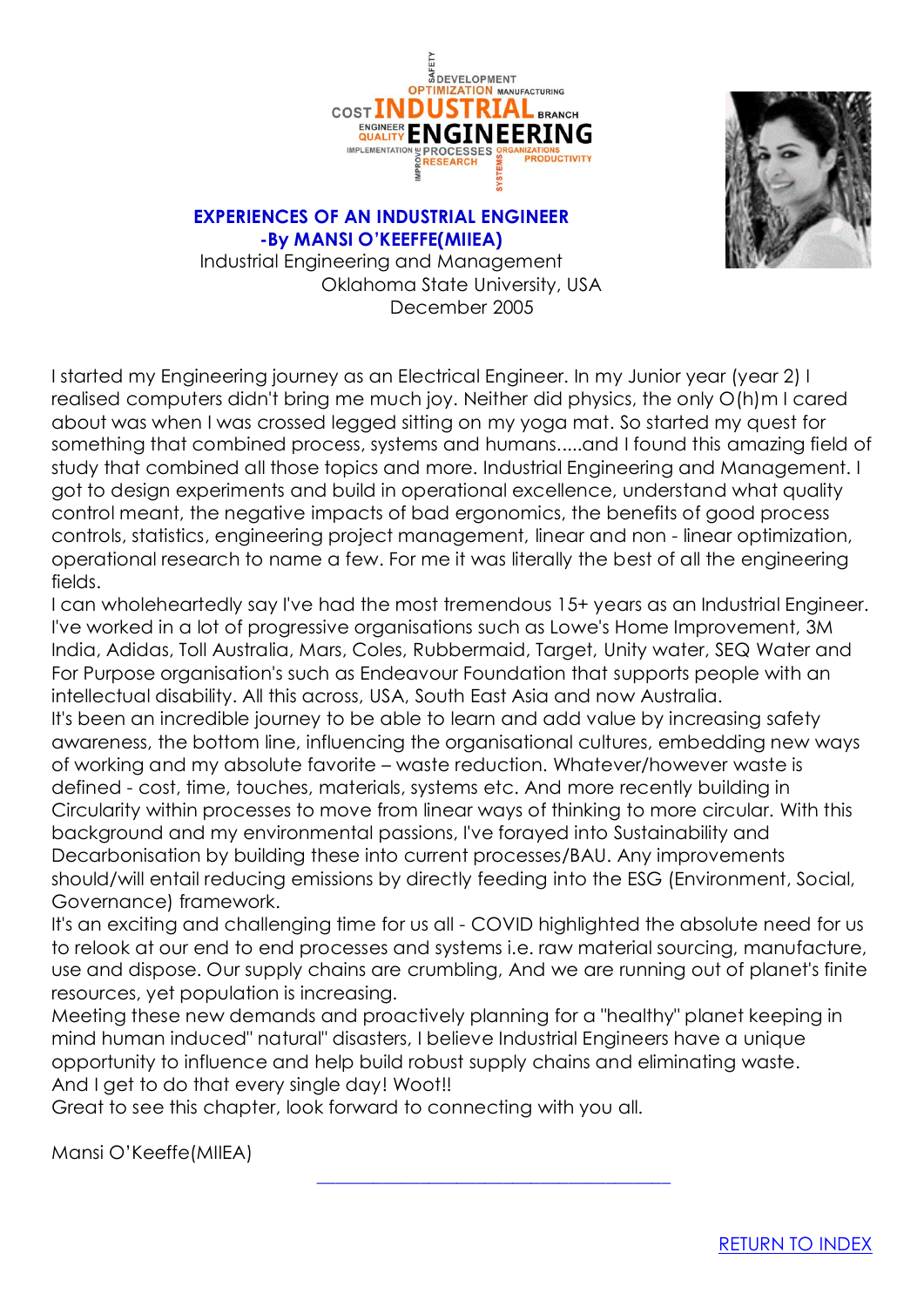## EXPERIENCES OF AN INDUSTRIAL ENGINEER

**-By MANSI O'KEEFFE(MIIEA)**

Industrial Engineering and Management
Oklahoma State University, USA
December 2005

I started my Engineering journey as an Electrical Engineer. In my Junior year (year 2) I realised computers didn't bring me much joy. Neither did physics, the only O(h)m I cared about was when I was crossed legged sitting on my yoga mat. So started my quest for something that combined process, systems and humans.....and I found this amazing field of study that combined all those topics and more. Industrial Engineering and Management. I got to design experiments and build in operational excellence, understand what quality control meant, the negative impacts of bad ergonomics, the benefits of good process controls, statistics, engineering project management, linear and non - linear optimization, operational research to name a few. For me it was literally the best of all the engineering fields.

I can wholeheartedly say I've had the most tremendous 15+ years as an Industrial Engineer. I've worked in a lot of progressive organisations such as Lowe's Home Improvement, 3M India, Adidas, Toll Australia, Mars, Coles, Rubbermaid, Target, Unity water, SEQ Water and For Purpose organisation's such as Endeavour Foundation that supports people with an intellectual disability. All this across, USA, South East Asia and now Australia.

It's been an incredible journey to be able to learn and add value by increasing safety awareness, the bottom line, influencing the organisational cultures, embedding new ways of working and my absolute favorite – waste reduction. Whatever/however waste is defined - cost, time, touches, materials, systems etc. And more recently building in Circularity within processes to move from linear ways of thinking to more circular. With this background and my environmental passions, I've forayed into Sustainability and Decarbonisation by building these into current processes/BAU. Any improvements should/will entail reducing emissions by directly feeding into the ESG (Environment, Social, Governance) framework.

It's an exciting and challenging time for us all - COVID highlighted the absolute need for us to relook at our end to end processes and systems i.e. raw material sourcing, manufacture, use and dispose. Our supply chains are crumbling, And we are running out of planet's finite resources, yet population is increasing.

Meeting these new demands and proactively planning for a "healthy" planet keeping in mind human induced" natural" disasters, I believe Industrial Engineers have a unique opportunity to influence and help build robust supply chains and eliminating waste.

And I get to do that every single day! Woot!!

Great to see this chapter, look forward to connecting with you all.

Mansi O'Keeffe(MIIEA)

---

RETURN TO INDEX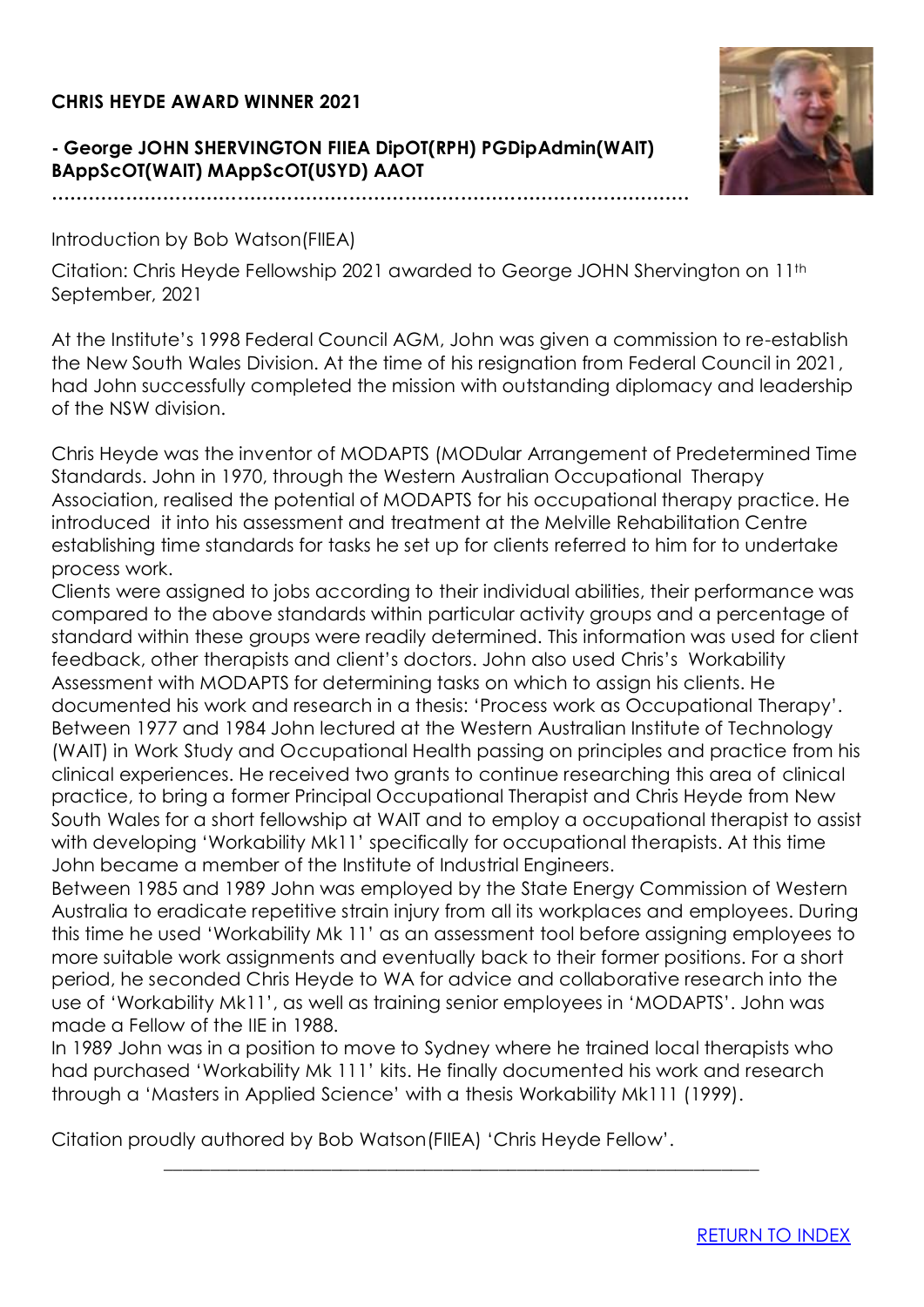**CHRIS HEYDE AWARD WINNER 2021**

**- George JOHN SHERVINGTON FIIEA DipOT(RPH) PGDipAdmin(WAIT) BAppScOT(WAIT) MAppScOT(USYD) AAOT**

Introduction by Bob Watson(FIIEA)

Citation: Chris Heyde Fellowship 2021 awarded to George JOHN Shervington on 11th September, 2021

At the Institute's 1998 Federal Council AGM, John was given a commission to re-establish the New South Wales Division. At the time of his resignation from Federal Council in 2021, had John successfully completed the mission with outstanding diplomacy and leadership of the NSW division.

Chris Heyde was the inventor of MODAPTS (MODular Arrangement of Predetermined Time Standards. John in 1970, through the Western Australian Occupational Therapy Association, realised the potential of MODAPTS for his occupational therapy practice. He introduced it into his assessment and treatment at the Melville Rehabilitation Centre establishing time standards for tasks he set up for clients referred to him for to undertake process work.

Clients were assigned to jobs according to their individual abilities, their performance was compared to the above standards within particular activity groups and a percentage of standard within these groups were readily determined. This information was used for client feedback, other therapists and client's doctors. John also used Chris's Workability Assessment with MODAPTS for determining tasks on which to assign his clients. He documented his work and research in a thesis: 'Process work as Occupational Therapy'.

Between 1977 and 1984 John lectured at the Western Australian Institute of Technology (WAIT) in Work Study and Occupational Health passing on principles and practice from his clinical experiences. He received two grants to continue researching this area of clinical practice, to bring a former Principal Occupational Therapist and Chris Heyde from New South Wales for a short fellowship at WAIT and to employ a occupational therapist to assist with developing 'Workability Mk11' specifically for occupational therapists. At this time John became a member of the Institute of Industrial Engineers.

Between 1985 and 1989 John was employed by the State Energy Commission of Western Australia to eradicate repetitive strain injury from all its workplaces and employees. During this time he used 'Workability Mk 11' as an assessment tool before assigning employees to more suitable work assignments and eventually back to their former positions. For a short period, he seconded Chris Heyde to WA for advice and collaborative research into the use of 'Workability Mk11', as well as training senior employees in 'MODAPTS'. John was made a Fellow of the IIE in 1988.

In 1989 John was in a position to move to Sydney where he trained local therapists who had purchased 'Workability Mk 111' kits. He finally documented his work and research through a 'Masters in Applied Science' with a thesis Workability Mk111 (1999).

Citation proudly authored by Bob Watson(FIIEA) 'Chris Heyde Fellow'.

RETURN TO INDEX